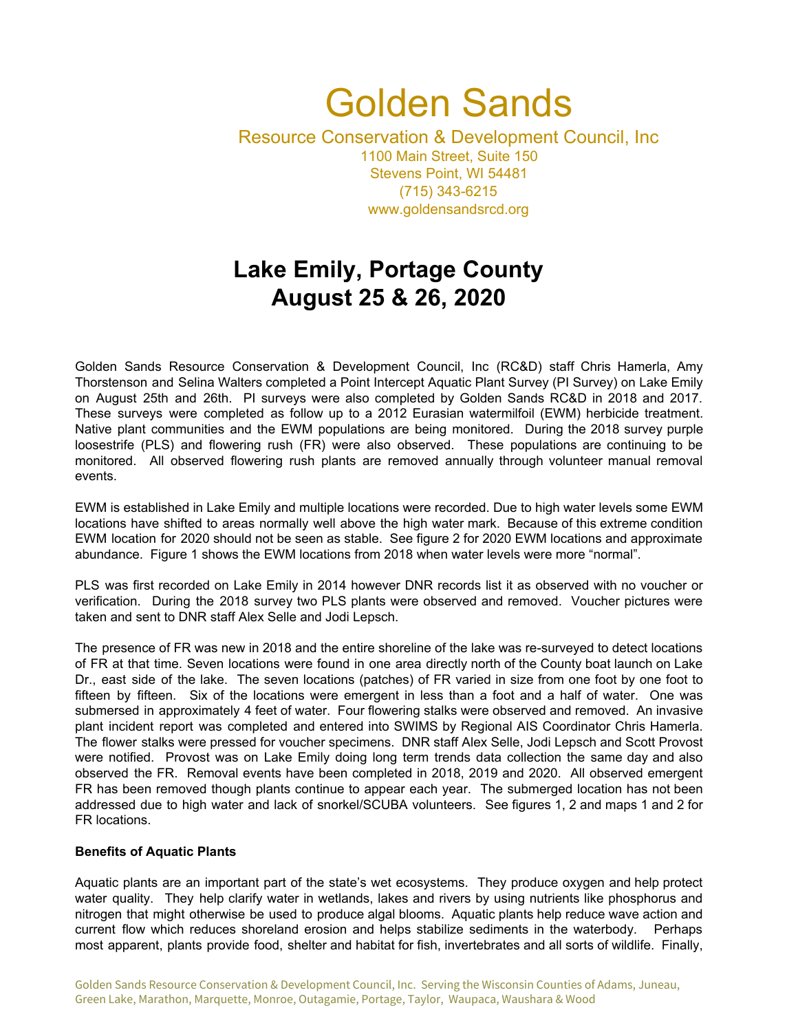# Golden Sands

Resource Conservation & Development Council, Inc
1100 Main Street, Suite 150
Stevens Point, WI 54481
(715) 343-6215
www.goldensandsrcd.org

## Lake Emily, Portage County
## August 25 & 26, 2020

Golden Sands Resource Conservation & Development Council, Inc (RC&D) staff Chris Hamerla, Amy Thorstenson and Selina Walters completed a Point Intercept Aquatic Plant Survey (PI Survey) on Lake Emily on August 25th and 26th. PI surveys were also completed by Golden Sands RC&D in 2018 and 2017. These surveys were completed as follow up to a 2012 Eurasian watermilfoil (EWM) herbicide treatment. Native plant communities and the EWM populations are being monitored. During the 2018 survey purple loosestrife (PLS) and flowering rush (FR) were also observed. These populations are continuing to be monitored. All observed flowering rush plants are removed annually through volunteer manual removal events.

EWM is established in Lake Emily and multiple locations were recorded. Due to high water levels some EWM locations have shifted to areas normally well above the high water mark. Because of this extreme condition EWM location for 2020 should not be seen as stable. See figure 2 for 2020 EWM locations and approximate abundance. Figure 1 shows the EWM locations from 2018 when water levels were more "normal".

PLS was first recorded on Lake Emily in 2014 however DNR records list it as observed with no voucher or verification. During the 2018 survey two PLS plants were observed and removed. Voucher pictures were taken and sent to DNR staff Alex Selle and Jodi Lepsch.

The presence of FR was new in 2018 and the entire shoreline of the lake was re-surveyed to detect locations of FR at that time. Seven locations were found in one area directly north of the County boat launch on Lake Dr., east side of the lake. The seven locations (patches) of FR varied in size from one foot by one foot to fifteen by fifteen. Six of the locations were emergent in less than a foot and a half of water. One was submersed in approximately 4 feet of water. Four flowering stalks were observed and removed. An invasive plant incident report was completed and entered into SWIMS by Regional AIS Coordinator Chris Hamerla. The flower stalks were pressed for voucher specimens. DNR staff Alex Selle, Jodi Lepsch and Scott Provost were notified. Provost was on Lake Emily doing long term trends data collection the same day and also observed the FR. Removal events have been completed in 2018, 2019 and 2020. All observed emergent FR has been removed though plants continue to appear each year. The submerged location has not been addressed due to high water and lack of snorkel/SCUBA volunteers. See figures 1, 2 and maps 1 and 2 for FR locations.

**Benefits of Aquatic Plants**

Aquatic plants are an important part of the state's wet ecosystems. They produce oxygen and help protect water quality. They help clarify water in wetlands, lakes and rivers by using nutrients like phosphorus and nitrogen that might otherwise be used to produce algal blooms. Aquatic plants help reduce wave action and current flow which reduces shoreland erosion and helps stabilize sediments in the waterbody. Perhaps most apparent, plants provide food, shelter and habitat for fish, invertebrates and all sorts of wildlife. Finally,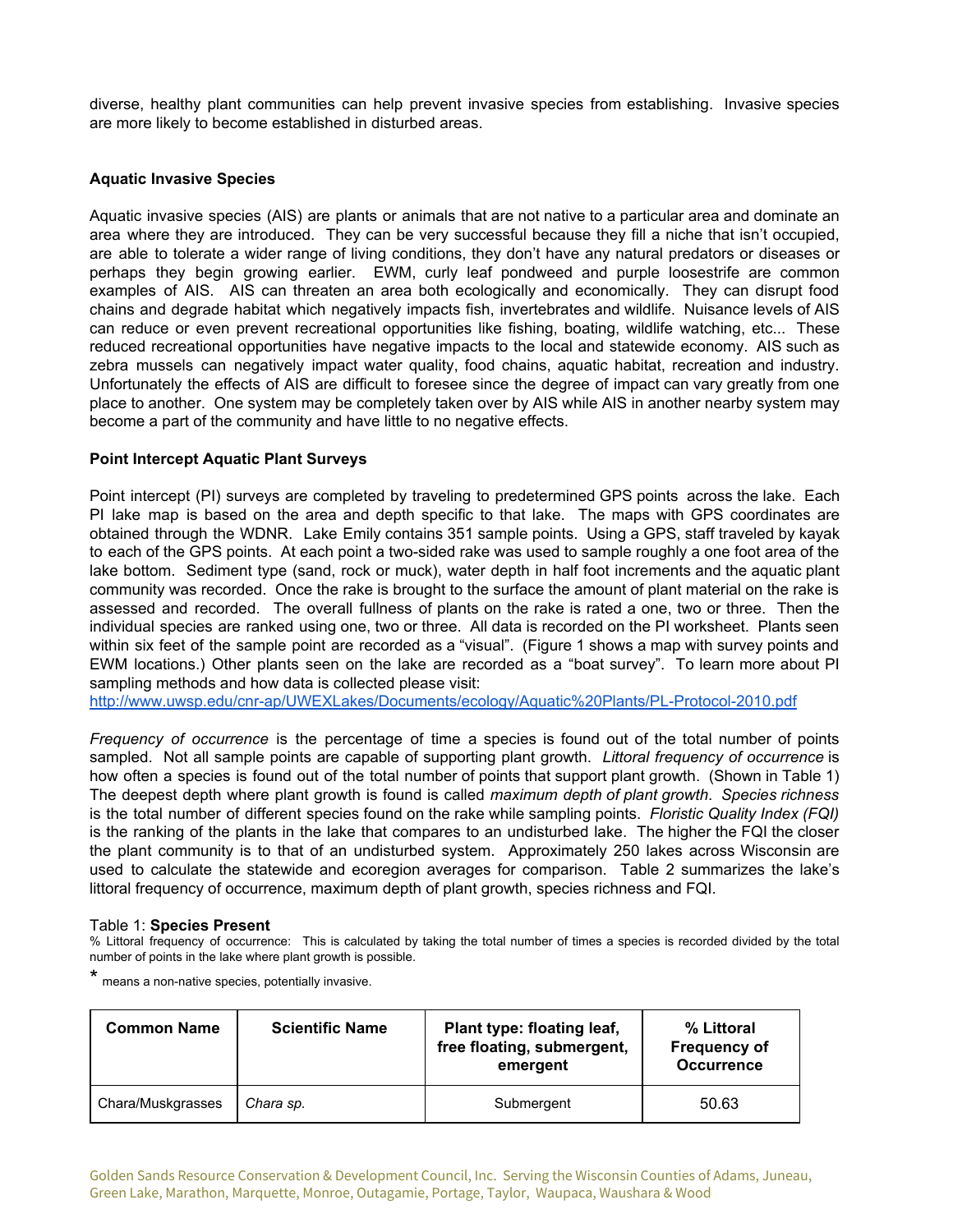diverse, healthy plant communities can help prevent invasive species from establishing. Invasive species are more likely to become established in disturbed areas.

**Aquatic Invasive Species**

Aquatic invasive species (AIS) are plants or animals that are not native to a particular area and dominate an area where they are introduced. They can be very successful because they fill a niche that isn't occupied, are able to tolerate a wider range of living conditions, they don't have any natural predators or diseases or perhaps they begin growing earlier. EWM, curly leaf pondweed and purple loosestrife are common examples of AIS. AIS can threaten an area both ecologically and economically. They can disrupt food chains and degrade habitat which negatively impacts fish, invertebrates and wildlife. Nuisance levels of AIS can reduce or even prevent recreational opportunities like fishing, boating, wildlife watching, etc... These reduced recreational opportunities have negative impacts to the local and statewide economy. AIS such as zebra mussels can negatively impact water quality, food chains, aquatic habitat, recreation and industry. Unfortunately the effects of AIS are difficult to foresee since the degree of impact can vary greatly from one place to another. One system may be completely taken over by AIS while AIS in another nearby system may become a part of the community and have little to no negative effects.

**Point Intercept Aquatic Plant Surveys**

Point intercept (PI) surveys are completed by traveling to predetermined GPS points across the lake. Each PI lake map is based on the area and depth specific to that lake. The maps with GPS coordinates are obtained through the WDNR. Lake Emily contains 351 sample points. Using a GPS, staff traveled by kayak to each of the GPS points. At each point a two-sided rake was used to sample roughly a one foot area of the lake bottom. Sediment type (sand, rock or muck), water depth in half foot increments and the aquatic plant community was recorded. Once the rake is brought to the surface the amount of plant material on the rake is assessed and recorded. The overall fullness of plants on the rake is rated a one, two or three. Then the individual species are ranked using one, two or three. All data is recorded on the PI worksheet. Plants seen within six feet of the sample point are recorded as a "visual". (Figure 1 shows a map with survey points and EWM locations.) Other plants seen on the lake are recorded as a "boat survey". To learn more about PI sampling methods and how data is collected please visit:
http://www.uwsp.edu/cnr-ap/UWEXLakes/Documents/ecology/Aquatic%20Plants/PL-Protocol-2010.pdf

*Frequency of occurrence* is the percentage of time a species is found out of the total number of points sampled. Not all sample points are capable of supporting plant growth. *Littoral frequency of occurrence* is how often a species is found out of the total number of points that support plant growth. (Shown in Table 1) The deepest depth where plant growth is found is called *maximum depth of plant growth*. *Species richness* is the total number of different species found on the rake while sampling points. *Floristic Quality Index (FQI)* is the ranking of the plants in the lake that compares to an undisturbed lake. The higher the FQI the closer the plant community is to that of an undisturbed system. Approximately 250 lakes across Wisconsin are used to calculate the statewide and ecoregion averages for comparison. Table 2 summarizes the lake's littoral frequency of occurrence, maximum depth of plant growth, species richness and FQI.

Table 1: **Species Present**

% Littoral frequency of occurrence: This is calculated by taking the total number of times a species is recorded divided by the total number of points in the lake where plant growth is possible.

* means a non-native species, potentially invasive.

| Common Name | Scientific Name | Plant type: floating leaf, free floating, submergent, emergent | % Littoral Frequency of Occurrence |
|---|---|---|---|
| Chara/Muskgrasses | *Chara sp.* | Submergent | 50.63 |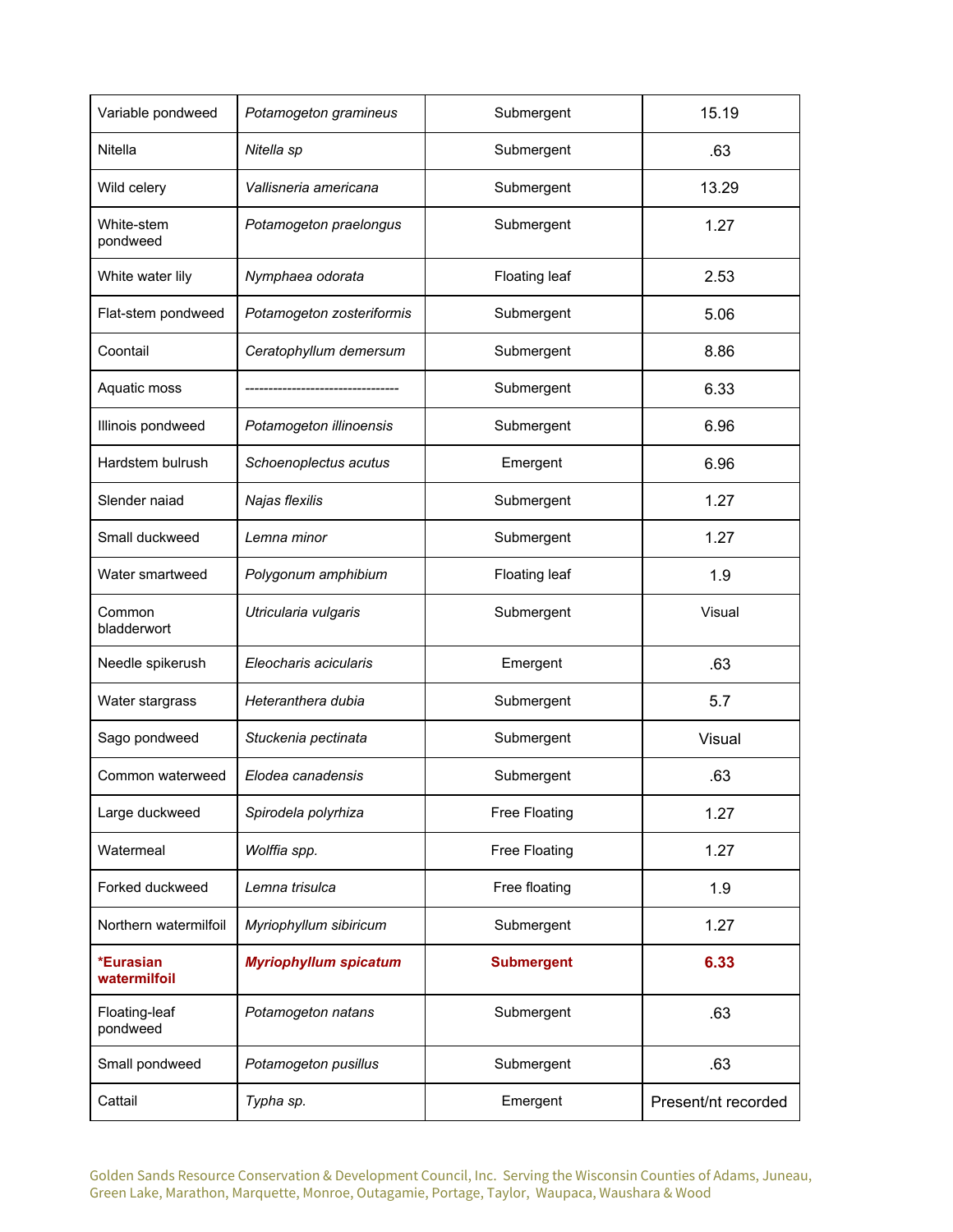| Variable pondweed | *Potamogeton gramineus* | Submergent | 15.19 |
|---|---|---|---|
| Nitella | *Nitella sp* | Submergent | .63 |
| Wild celery | *Vallisneria americana* | Submergent | 13.29 |
| White-stem pondweed | *Potamogeton praelongus* | Submergent | 1.27 |
| White water lily | *Nymphaea odorata* | Floating leaf | 2.53 |
| Flat-stem pondweed | *Potamogeton zosteriformis* | Submergent | 5.06 |
| Coontail | *Ceratophyllum demersum* | Submergent | 8.86 |
| Aquatic moss | -------------------------------- | Submergent | 6.33 |
| Illinois pondweed | *Potamogeton illinoensis* | Submergent | 6.96 |
| Hardstem bulrush | *Schoenoplectus acutus* | Emergent | 6.96 |
| Slender naiad | *Najas flexilis* | Submergent | 1.27 |
| Small duckweed | *Lemna minor* | Submergent | 1.27 |
| Water smartweed | *Polygonum amphibium* | Floating leaf | 1.9 |
| Common bladderwort | *Utricularia vulgaris* | Submergent | Visual |
| Needle spikerush | *Eleocharis acicularis* | Emergent | .63 |
| Water stargrass | *Heteranthera dubia* | Submergent | 5.7 |
| Sago pondweed | *Stuckenia pectinata* | Submergent | Visual |
| Common waterweed | *Elodea canadensis* | Submergent | .63 |
| Large duckweed | *Spirodela polyrhiza* | Free Floating | 1.27 |
| Watermeal | *Wolffia spp.* | Free Floating | 1.27 |
| Forked duckweed | *Lemna trisulca* | Free floating | 1.9 |
| Northern watermilfoil | *Myriophyllum sibiricum* | Submergent | 1.27 |
| **\*Eurasian watermilfoil** | ***Myriophyllum spicatum*** | **Submergent** | **6.33** |
| Floating-leaf pondweed | *Potamogeton natans* | Submergent | .63 |
| Small pondweed | *Potamogeton pusillus* | Submergent | .63 |
| Cattail | *Typha sp.* | Emergent | Present/nt recorded |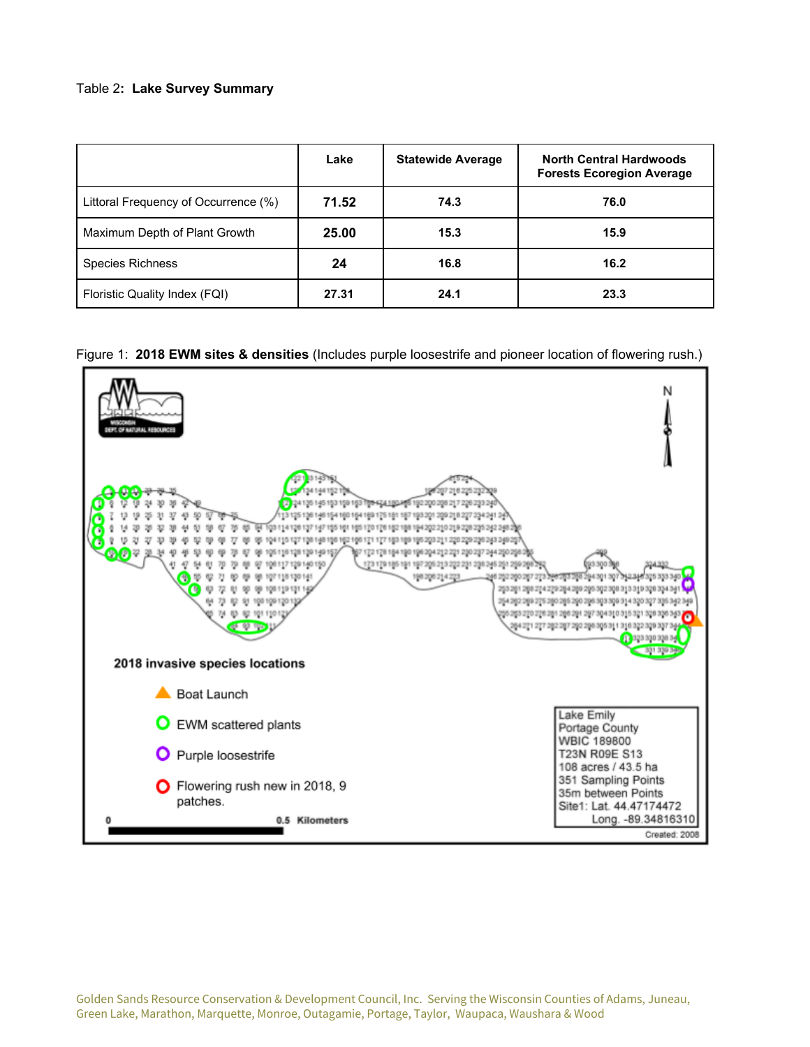Table 2**: Lake Survey Summary**

| | Lake | Statewide Average | North Central Hardwoods Forests Ecoregion Average |
|---|---|---|---|
| Littoral Frequency of Occurrence (%) | **71.52** | **74.3** | **76.0** |
| Maximum Depth of Plant Growth | **25.00** | **15.3** | **15.9** |
| Species Richness | **24** | **16.8** | **16.2** |
| Floristic Quality Index (FQI) | **27.31** | **24.1** | **23.3** |

Figure 1: **2018 EWM sites & densities** (Includes purple loosestrife and pioneer location of flowering rush.)

**2018 invasive species locations**

- Boat Launch
- EWM scattered plants
- Purple loosestrife
- Flowering rush new in 2018, 9 patches.

0 — 0.5 Kilometers

Lake Emily
Portage County
WBIC 189800
T23N R09E S13
108 acres / 43.5 ha
351 Sampling Points
35m between Points
Site1: Lat. 44.47174472
Long. -89.34816310

Created: 2008

Golden Sands Resource Conservation & Development Council, Inc. Serving the Wisconsin Counties of Adams, Juneau, Green Lake, Marathon, Marquette, Monroe, Outagamie, Portage, Taylor, Waupaca, Waushara & Wood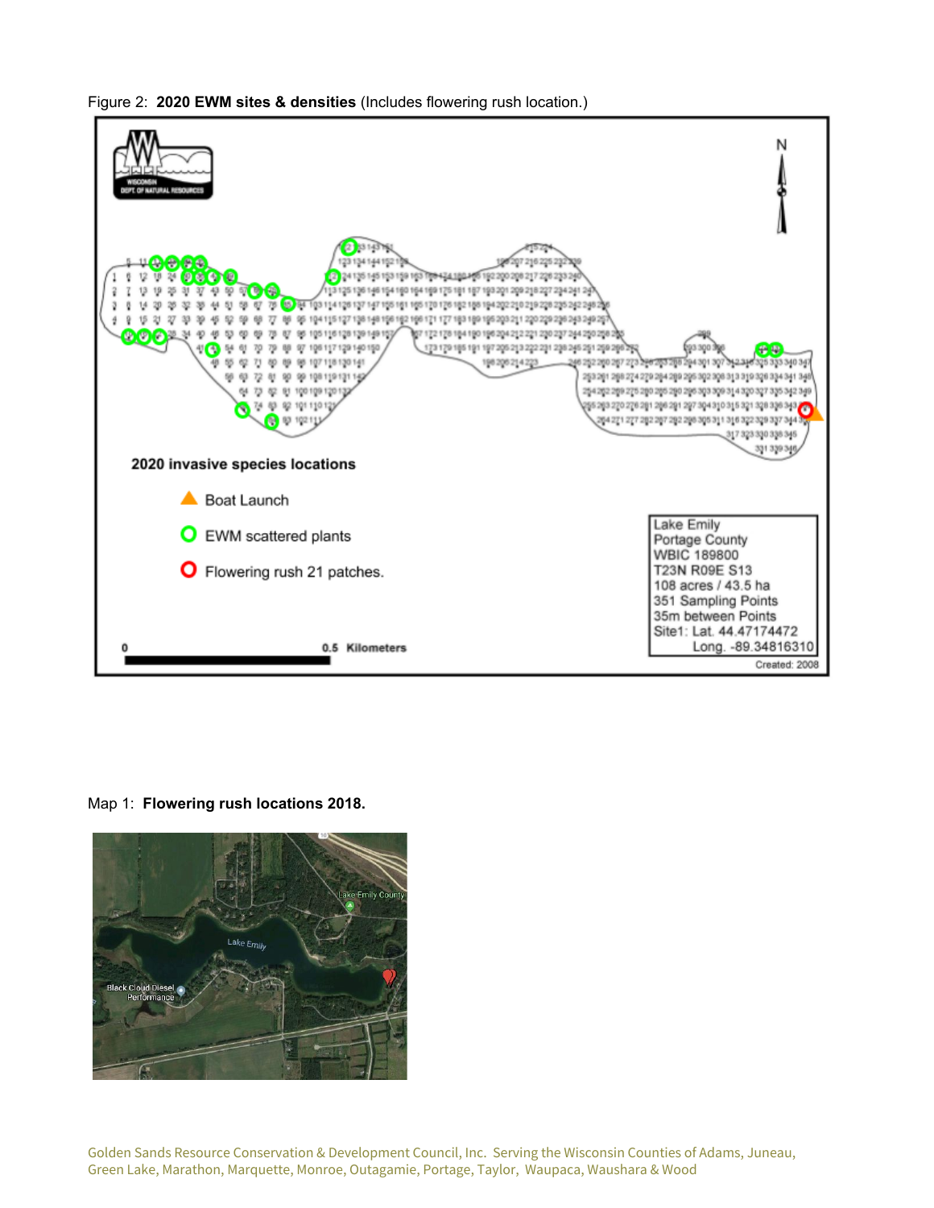Figure 2: **2020 EWM sites & densities** (Includes flowering rush location.)

2020 invasive species locations

- Boat Launch
- EWM scattered plants
- Flowering rush 21 patches.

Lake Emily
Portage County
WBIC 189800
T23N R09E S13
108 acres / 43.5 ha
351 Sampling Points
35m between Points
Site1: Lat. 44.47174472
Long. -89.34816310

Created: 2008

0 0.5 Kilometers

Map 1: **Flowering rush locations 2018.**

Golden Sands Resource Conservation & Development Council, Inc. Serving the Wisconsin Counties of Adams, Juneau, Green Lake, Marathon, Marquette, Monroe, Outagamie, Portage, Taylor, Waupaca, Waushara & Wood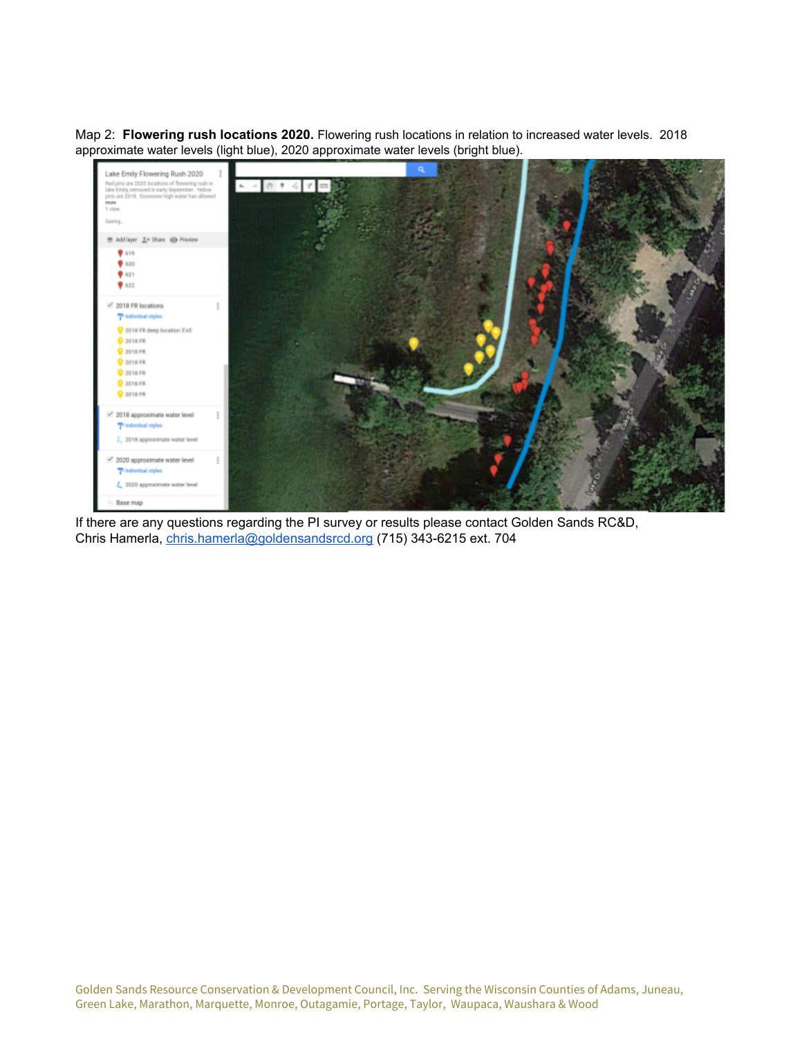Map 2: **Flowering rush locations 2020.** Flowering rush locations in relation to increased water levels. 2018 approximate water levels (light blue), 2020 approximate water levels (bright blue).

If there are any questions regarding the PI survey or results please contact Golden Sands RC&D, Chris Hamerla, [chris.hamerla@goldensandsrcd.org](mailto:chris.hamerla@goldensandsrcd.org) (715) 343-6215 ext. 704